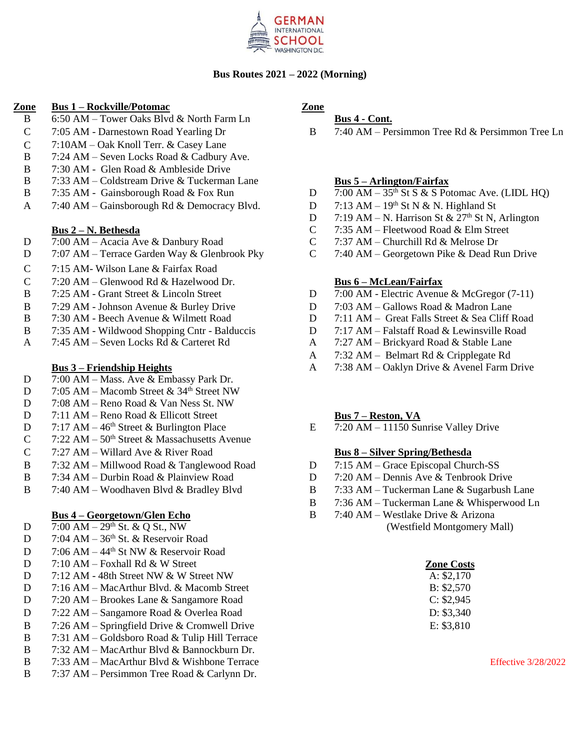GERMAN INTERNATIONAL SCHOOL WASHINGTON D.C.

**Bus Routes 2021 – 2022 (Morning)**

### Bus 1 – Rockville/Potomac

| Zone | Stop |
| --- | --- |
| B | 6:50 AM – Tower Oaks Blvd & North Farm Ln |
| C | 7:05 AM - Darnestown Road Yearling Dr |
| C | 7:10AM – Oak Knoll Terr. & Casey Lane |
| B | 7:24 AM – Seven Locks Road & Cadbury Ave. |
| B | 7:30 AM - Glen Road & Ambleside Drive |
| B | 7:33 AM – Coldstream Drive & Tuckerman Lane |
| B | 7:35 AM - Gainsborough Road & Fox Run |
| A | 7:40 AM – Gainsborough Rd & Democracy Blvd. |

### Bus 2 – N. Bethesda

| Zone | Stop |
| --- | --- |
| D | 7:00 AM – Acacia Ave & Danbury Road |
| D | 7:07 AM – Terrace Garden Way & Glenbrook Pky |
| C | 7:15 AM- Wilson Lane & Fairfax Road |
| C | 7:20 AM – Glenwood Rd & Hazelwood Dr. |
| B | 7:25 AM - Grant Street & Lincoln Street |
| B | 7:29 AM - Johnson Avenue & Burley Drive |
| B | 7:30 AM - Beech Avenue & Wilmett Road |
| B | 7:35 AM - Wildwood Shopping Cntr - Balduccis |
| A | 7:45 AM – Seven Locks Rd & Carteret Rd |

### Bus 3 – Friendship Heights

| Zone | Stop |
| --- | --- |
| D | 7:00 AM – Mass. Ave & Embassy Park Dr. |
| D | 7:05 AM – Macomb Street & 34th Street NW |
| D | 7:08 AM – Reno Road & Van Ness St. NW |
| D | 7:11 AM – Reno Road & Ellicott Street |
| D | 7:17 AM – 46th Street & Burlington Place |
| C | 7:22 AM – 50th Street & Massachusetts Avenue |
| C | 7:27 AM – Willard Ave & River Road |
| B | 7:32 AM – Millwood Road & Tanglewood Road |
| B | 7:34 AM – Durbin Road & Plainview Road |
| B | 7:40 AM – Woodhaven Blvd & Bradley Blvd |

### Bus 4 – Georgetown/Glen Echo

| Zone | Stop |
| --- | --- |
| D | 7:00 AM – 29th St. & Q St., NW |
| D | 7:04 AM – 36th St. & Reservoir Road |
| D | 7:06 AM – 44th St NW & Reservoir Road |
| D | 7:10 AM – Foxhall Rd & W Street |
| D | 7:12 AM - 48th Street NW & W Street NW |
| D | 7:16 AM – MacArthur Blvd. & Macomb Street |
| D | 7:20 AM – Brookes Lane & Sangamore Road |
| D | 7:22 AM – Sangamore Road & Overlea Road |
| B | 7:26 AM – Springfield Drive & Cromwell Drive |
| B | 7:31 AM – Goldsboro Road & Tulip Hill Terrace |
| B | 7:32 AM – MacArthur Blvd & Bannockburn Dr. |
| B | 7:33 AM – MacArthur Blvd & Wishbone Terrace |
| B | 7:37 AM – Persimmon Tree Road & Carlynn Dr. |

### Bus 4 - Cont.

| Zone | Stop |
| --- | --- |
| B | 7:40 AM – Persimmon Tree Rd & Persimmon Tree Ln |

### Bus 5 – Arlington/Fairfax

| Zone | Stop |
| --- | --- |
| D | 7:00 AM – 35th St S & S Potomac Ave. (LIDL HQ) |
| D | 7:13 AM – 19th St N & N. Highland St |
| D | 7:19 AM – N. Harrison St & 27th St N, Arlington |
| C | 7:35 AM – Fleetwood Road & Elm Street |
| C | 7:37 AM – Churchill Rd & Melrose Dr |
| C | 7:40 AM – Georgetown Pike & Dead Run Drive |

### Bus 6 – McLean/Fairfax

| Zone | Stop |
| --- | --- |
| D | 7:00 AM - Electric Avenue & McGregor (7-11) |
| D | 7:03 AM – Gallows Road & Madron Lane |
| D | 7:11 AM – Great Falls Street & Sea Cliff Road |
| D | 7:17 AM – Falstaff Road & Lewinsville Road |
| A | 7:27 AM – Brickyard Road & Stable Lane |
| A | 7:32 AM – Belmart Rd & Cripplegate Rd |
| A | 7:38 AM – Oaklyn Drive & Avenel Farm Drive |

### Bus 7 – Reston, VA

| Zone | Stop |
| --- | --- |
| E | 7:20 AM – 11150 Sunrise Valley Drive |

### Bus 8 – Silver Spring/Bethesda

| Zone | Stop |
| --- | --- |
| D | 7:15 AM – Grace Episcopal Church-SS |
| D | 7:20 AM – Dennis Ave & Tenbrook Drive |
| B | 7:33 AM – Tuckerman Lane & Sugarbush Lane |
| B | 7:36 AM – Tuckerman Lane & Whisperwood Ln |
| B | 7:40 AM – Westlake Drive & Arizona (Westfield Montgomery Mall) |

### Zone Costs

- A: $2,170
- B: $2,570
- C: $2,945
- D: $3,340
- E: $3,810

Effective 3/28/2022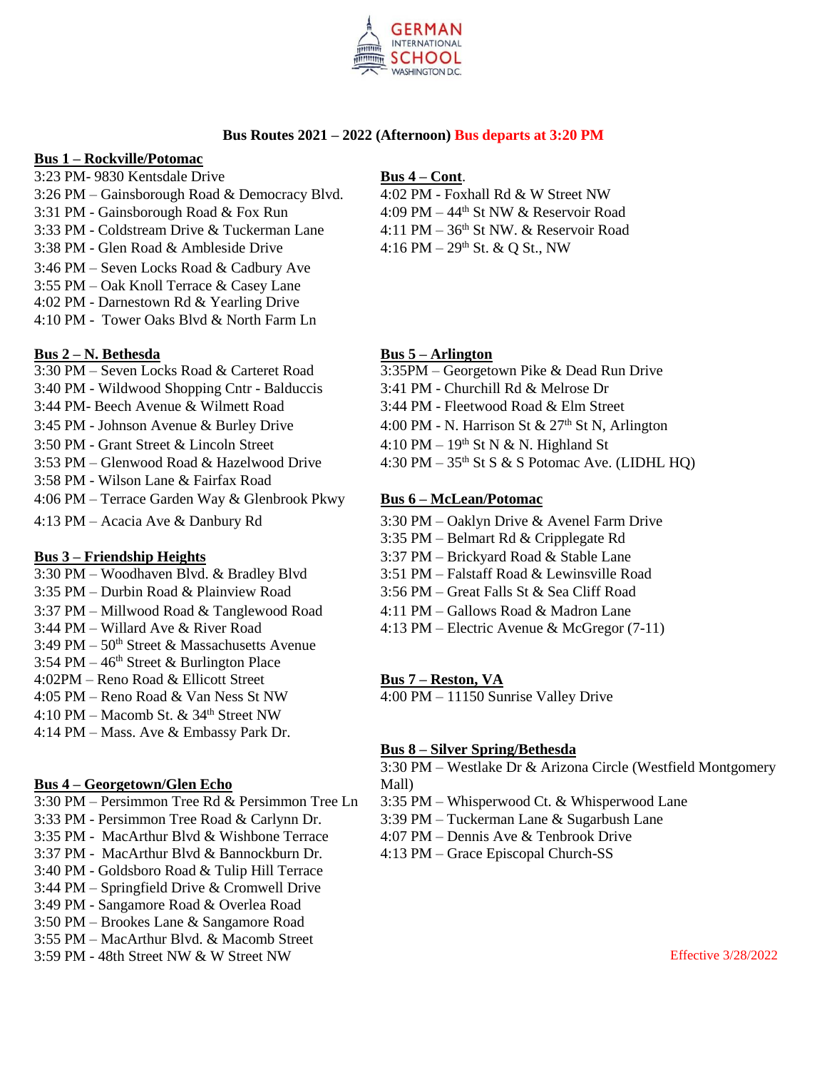GERMAN INTERNATIONAL SCHOOL WASHINGTON D.C.

**Bus Routes 2021 – 2022 (Afternoon) Bus departs at 3:20 PM**

**Bus 1 – Rockville/Potomac**

3:23 PM- 9830 Kentsdale Drive
3:26 PM – Gainsborough Road & Democracy Blvd.
3:31 PM - Gainsborough Road & Fox Run
3:33 PM - Coldstream Drive & Tuckerman Lane
3:38 PM - Glen Road & Ambleside Drive
3:46 PM – Seven Locks Road & Cadbury Ave
3:55 PM – Oak Knoll Terrace & Casey Lane
4:02 PM - Darnestown Rd & Yearling Drive
4:10 PM - Tower Oaks Blvd & North Farm Ln

**Bus 2 – N. Bethesda**

3:30 PM – Seven Locks Road & Carteret Road
3:40 PM - Wildwood Shopping Cntr - Balduccis
3:44 PM- Beech Avenue & Wilmett Road
3:45 PM - Johnson Avenue & Burley Drive
3:50 PM - Grant Street & Lincoln Street
3:53 PM – Glenwood Road & Hazelwood Drive
3:58 PM - Wilson Lane & Fairfax Road
4:06 PM – Terrace Garden Way & Glenbrook Pkwy
4:13 PM – Acacia Ave & Danbury Rd

**Bus 3 – Friendship Heights**

3:30 PM – Woodhaven Blvd. & Bradley Blvd
3:35 PM – Durbin Road & Plainview Road
3:37 PM – Millwood Road & Tanglewood Road
3:44 PM – Willard Ave & River Road
3:49 PM – 50th Street & Massachusetts Avenue
3:54 PM – 46th Street & Burlington Place
4:02PM – Reno Road & Ellicott Street
4:05 PM – Reno Road & Van Ness St NW
4:10 PM – Macomb St. & 34th Street NW
4:14 PM – Mass. Ave & Embassy Park Dr.

**Bus 4 – Georgetown/Glen Echo**

3:30 PM – Persimmon Tree Rd & Persimmon Tree Ln
3:33 PM - Persimmon Tree Road & Carlynn Dr.
3:35 PM - MacArthur Blvd & Wishbone Terrace
3:37 PM - MacArthur Blvd & Bannockburn Dr.
3:40 PM - Goldsboro Road & Tulip Hill Terrace
3:44 PM – Springfield Drive & Cromwell Drive
3:49 PM - Sangamore Road & Overlea Road
3:50 PM – Brookes Lane & Sangamore Road
3:55 PM – MacArthur Blvd. & Macomb Street
3:59 PM - 48th Street NW & W Street NW

**Bus 4 – Cont.**

4:02 PM - Foxhall Rd & W Street NW
4:09 PM – 44th St NW & Reservoir Road
4:11 PM – 36th St NW. & Reservoir Road
4:16 PM – 29th St. & Q St., NW

**Bus 5 – Arlington**

3:35PM – Georgetown Pike & Dead Run Drive
3:41 PM - Churchill Rd & Melrose Dr
3:44 PM - Fleetwood Road & Elm Street
4:00 PM - N. Harrison St & 27th St N, Arlington
4:10 PM – 19th St N & N. Highland St
4:30 PM – 35th St S & S Potomac Ave. (LIDHL HQ)

**Bus 6 – McLean/Potomac**

3:30 PM – Oaklyn Drive & Avenel Farm Drive
3:35 PM – Belmart Rd & Cripplegate Rd
3:37 PM – Brickyard Road & Stable Lane
3:51 PM – Falstaff Road & Lewinsville Road
3:56 PM – Great Falls St & Sea Cliff Road
4:11 PM – Gallows Road & Madron Lane
4:13 PM – Electric Avenue & McGregor (7-11)

**Bus 7 – Reston, VA**

4:00 PM – 11150 Sunrise Valley Drive

**Bus 8 – Silver Spring/Bethesda**

3:30 PM – Westlake Dr & Arizona Circle (Westfield Montgomery Mall)
3:35 PM – Whisperwood Ct. & Whisperwood Lane
3:39 PM – Tuckerman Lane & Sugarbush Lane
4:07 PM – Dennis Ave & Tenbrook Drive
4:13 PM – Grace Episcopal Church-SS

Effective 3/28/2022